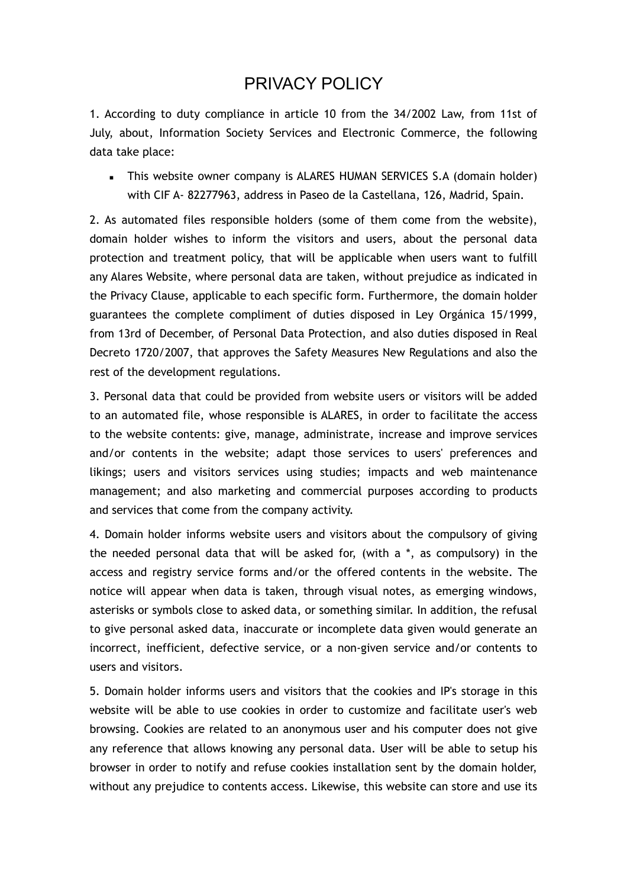# PRIVACY POLICY

1. According to duty compliance in article 10 from the 34/2002 Law, from 11st of July, about, Information Society Services and Electronic Commerce, the following data take place:

- This website owner company is ALARES HUMAN SERVICES S.A (domain holder) with CIF A- 82277963, address in Paseo de la Castellana, 126, Madrid, Spain.

2. As automated files responsible holders (some of them come from the website), domain holder wishes to inform the visitors and users, about the personal data protection and treatment policy, that will be applicable when users want to fulfill any Alares Website, where personal data are taken, without prejudice as indicated in the Privacy Clause, applicable to each specific form. Furthermore, the domain holder guarantees the complete compliment of duties disposed in Ley Orgánica 15/1999, from 13rd of December, of Personal Data Protection, and also duties disposed in Real Decreto 1720/2007, that approves the Safety Measures New Regulations and also the rest of the development regulations.

3. Personal data that could be provided from website users or visitors will be added to an automated file, whose responsible is ALARES, in order to facilitate the access to the website contents: give, manage, administrate, increase and improve services and/or contents in the website; adapt those services to users' preferences and likings; users and visitors services using studies; impacts and web maintenance management; and also marketing and commercial purposes according to products and services that come from the company activity.

4. Domain holder informs website users and visitors about the compulsory of giving the needed personal data that will be asked for, (with a *, as compulsory) in the access and registry service forms and/or the offered contents in the website. The notice will appear when data is taken, through visual notes, as emerging windows, asterisks or symbols close to asked data, or something similar. In addition, the refusal to give personal asked data, inaccurate or incomplete data given would generate an incorrect, inefficient, defective service, or a non-given service and/or contents to users and visitors.

5. Domain holder informs users and visitors that the cookies and IP's storage in this website will be able to use cookies in order to customize and facilitate user's web browsing. Cookies are related to an anonymous user and his computer does not give any reference that allows knowing any personal data. User will be able to setup his browser in order to notify and refuse cookies installation sent by the domain holder, without any prejudice to contents access. Likewise, this website can store and use its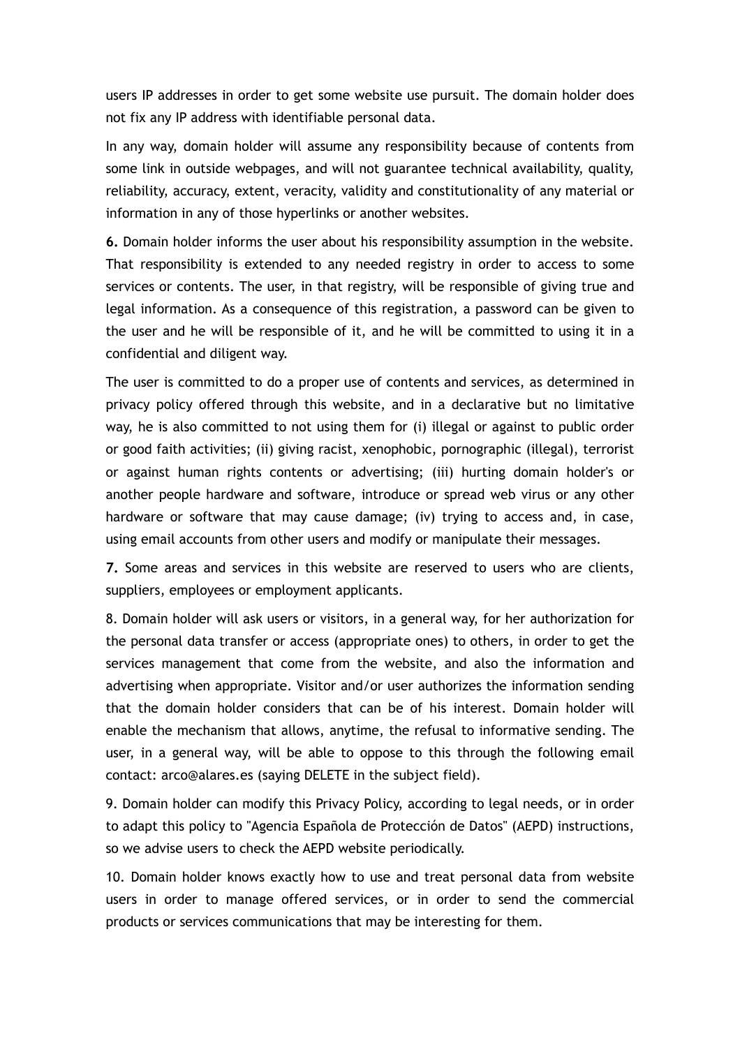users IP addresses in order to get some website use pursuit. The domain holder does not fix any IP address with identifiable personal data.

In any way, domain holder will assume any responsibility because of contents from some link in outside webpages, and will not guarantee technical availability, quality, reliability, accuracy, extent, veracity, validity and constitutionality of any material or information in any of those hyperlinks or another websites.

**6.** Domain holder informs the user about his responsibility assumption in the website. That responsibility is extended to any needed registry in order to access to some services or contents. The user, in that registry, will be responsible of giving true and legal information. As a consequence of this registration, a password can be given to the user and he will be responsible of it, and he will be committed to using it in a confidential and diligent way.

The user is committed to do a proper use of contents and services, as determined in privacy policy offered through this website, and in a declarative but no limitative way, he is also committed to not using them for (i) illegal or against to public order or good faith activities; (ii) giving racist, xenophobic, pornographic (illegal), terrorist or against human rights contents or advertising; (iii) hurting domain holder's or another people hardware and software, introduce or spread web virus or any other hardware or software that may cause damage; (iv) trying to access and, in case, using email accounts from other users and modify or manipulate their messages.

**7.** Some areas and services in this website are reserved to users who are clients, suppliers, employees or employment applicants.

8. Domain holder will ask users or visitors, in a general way, for her authorization for the personal data transfer or access (appropriate ones) to others, in order to get the services management that come from the website, and also the information and advertising when appropriate. Visitor and/or user authorizes the information sending that the domain holder considers that can be of his interest. Domain holder will enable the mechanism that allows, anytime, the refusal to informative sending. The user, in a general way, will be able to oppose to this through the following email contact: arco@alares.es (saying DELETE in the subject field).

9. Domain holder can modify this Privacy Policy, according to legal needs, or in order to adapt this policy to "Agencia Española de Protección de Datos" (AEPD) instructions, so we advise users to check the AEPD website periodically.

10. Domain holder knows exactly how to use and treat personal data from website users in order to manage offered services, or in order to send the commercial products or services communications that may be interesting for them.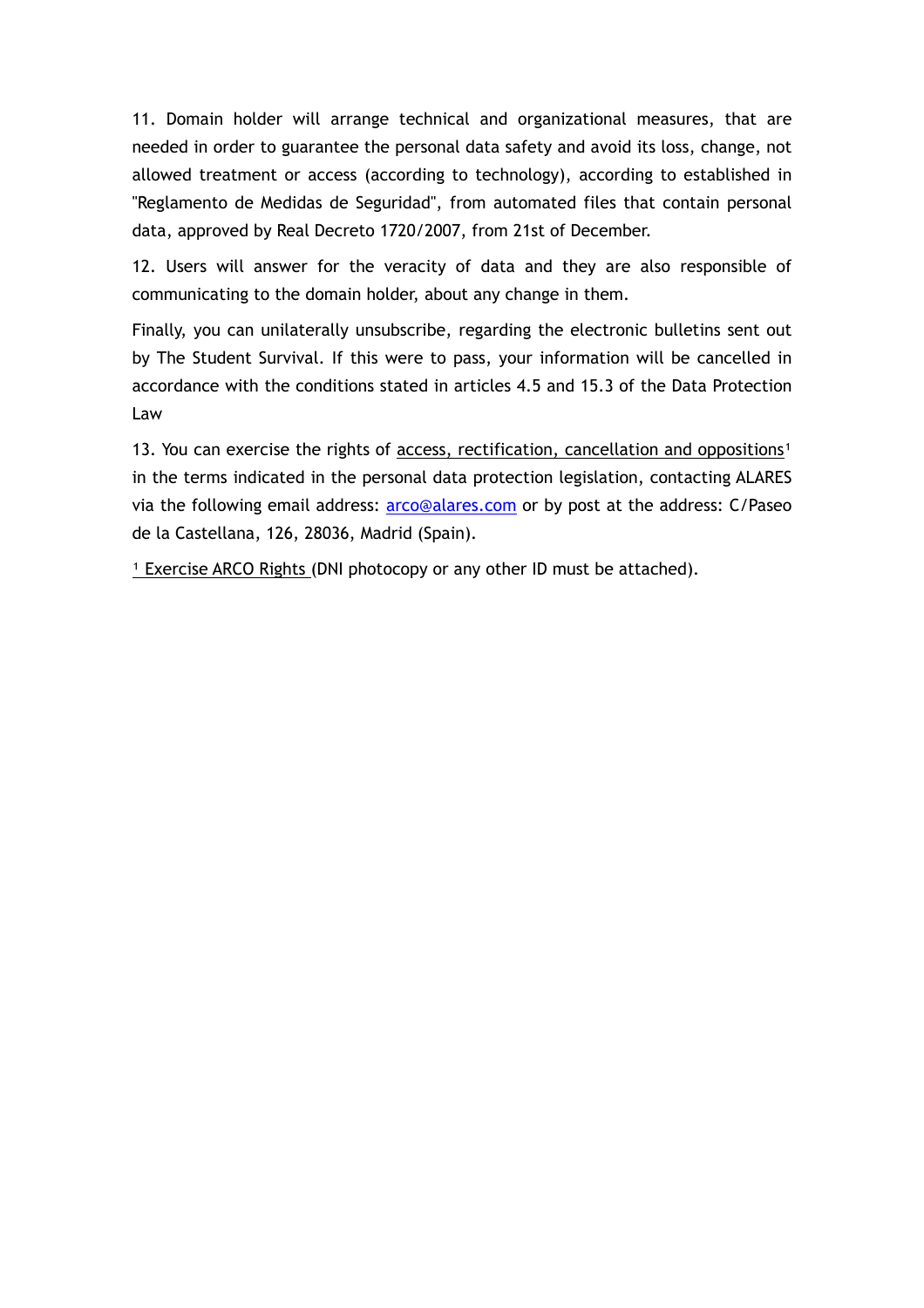11. Domain holder will arrange technical and organizational measures, that are needed in order to guarantee the personal data safety and avoid its loss, change, not allowed treatment or access (according to technology), according to established in "Reglamento de Medidas de Seguridad", from automated files that contain personal data, approved by Real Decreto 1720/2007, from 21st of December.

12. Users will answer for the veracity of data and they are also responsible of communicating to the domain holder, about any change in them.

Finally, you can unilaterally unsubscribe, regarding the electronic bulletins sent out by The Student Survival. If this were to pass, your information will be cancelled in accordance with the conditions stated in articles 4.5 and 15.3 of the Data Protection Law

13. You can exercise the rights of access, rectification, cancellation and oppositions[1] in the terms indicated in the personal data protection legislation, contacting ALARES via the following email address: arco@alares.com or by post at the address: C/Paseo de la Castellana, 126, 28036, Madrid (Spain).

[1] Exercise ARCO Rights (DNI photocopy or any other ID must be attached).